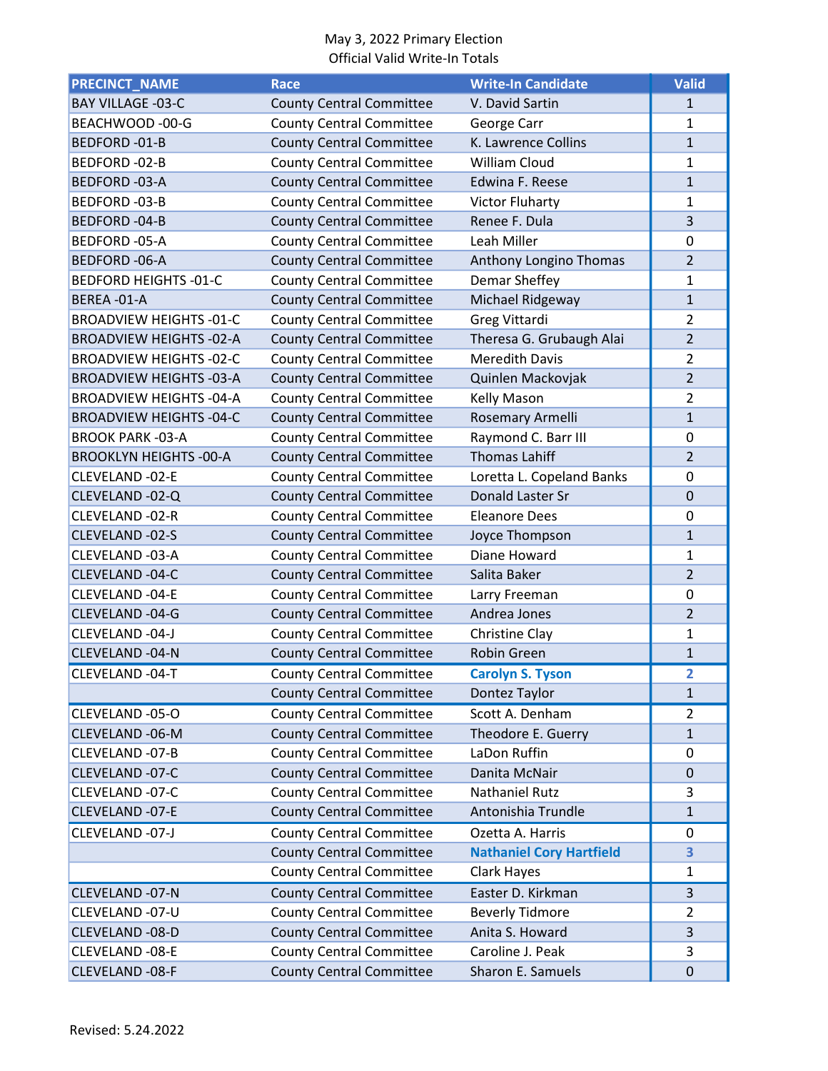May 3, 2022 Primary Election
Official Valid Write-In Totals

| PRECINCT_NAME | Race | Write-In Candidate | Valid |
|---|---|---|---|
| BAY VILLAGE -03-C | County Central Committee | V. David Sartin | 1 |
| BEACHWOOD -00-G | County Central Committee | George Carr | 1 |
| BEDFORD -01-B | County Central Committee | K. Lawrence Collins | 1 |
| BEDFORD -02-B | County Central Committee | William Cloud | 1 |
| BEDFORD -03-A | County Central Committee | Edwina F. Reese | 1 |
| BEDFORD -03-B | County Central Committee | Victor Fluharty | 1 |
| BEDFORD -04-B | County Central Committee | Renee F. Dula | 3 |
| BEDFORD -05-A | County Central Committee | Leah Miller | 0 |
| BEDFORD -06-A | County Central Committee | Anthony Longino Thomas | 2 |
| BEDFORD HEIGHTS -01-C | County Central Committee | Demar Sheffey | 1 |
| BEREA -01-A | County Central Committee | Michael Ridgeway | 1 |
| BROADVIEW HEIGHTS -01-C | County Central Committee | Greg Vittardi | 2 |
| BROADVIEW HEIGHTS -02-A | County Central Committee | Theresa G. Grubaugh Alai | 2 |
| BROADVIEW HEIGHTS -02-C | County Central Committee | Meredith Davis | 2 |
| BROADVIEW HEIGHTS -03-A | County Central Committee | Quinlen Mackovjak | 2 |
| BROADVIEW HEIGHTS -04-A | County Central Committee | Kelly Mason | 2 |
| BROADVIEW HEIGHTS -04-C | County Central Committee | Rosemary Armelli | 1 |
| BROOK PARK -03-A | County Central Committee | Raymond C. Barr III | 0 |
| BROOKLYN HEIGHTS -00-A | County Central Committee | Thomas Lahiff | 2 |
| CLEVELAND -02-E | County Central Committee | Loretta L. Copeland Banks | 0 |
| CLEVELAND -02-Q | County Central Committee | Donald Laster Sr | 0 |
| CLEVELAND -02-R | County Central Committee | Eleanore Dees | 0 |
| CLEVELAND -02-S | County Central Committee | Joyce Thompson | 1 |
| CLEVELAND -03-A | County Central Committee | Diane Howard | 1 |
| CLEVELAND -04-C | County Central Committee | Salita Baker | 2 |
| CLEVELAND -04-E | County Central Committee | Larry Freeman | 0 |
| CLEVELAND -04-G | County Central Committee | Andrea Jones | 2 |
| CLEVELAND -04-J | County Central Committee | Christine Clay | 1 |
| CLEVELAND -04-N | County Central Committee | Robin Green | 1 |
| CLEVELAND -04-T | County Central Committee | **Carolyn S. Tyson** | **2** |
| | County Central Committee | Dontez Taylor | 1 |
| CLEVELAND -05-O | County Central Committee | Scott A. Denham | 2 |
| CLEVELAND -06-M | County Central Committee | Theodore E. Guerry | 1 |
| CLEVELAND -07-B | County Central Committee | LaDon Ruffin | 0 |
| CLEVELAND -07-C | County Central Committee | Danita McNair | 0 |
| CLEVELAND -07-C | County Central Committee | Nathaniel Rutz | 3 |
| CLEVELAND -07-E | County Central Committee | Antonishia Trundle | 1 |
| CLEVELAND -07-J | County Central Committee | Ozetta A. Harris | 0 |
| | County Central Committee | **Nathaniel Cory Hartfield** | **3** |
| | County Central Committee | Clark Hayes | 1 |
| CLEVELAND -07-N | County Central Committee | Easter D. Kirkman | 3 |
| CLEVELAND -07-U | County Central Committee | Beverly Tidmore | 2 |
| CLEVELAND -08-D | County Central Committee | Anita S. Howard | 3 |
| CLEVELAND -08-E | County Central Committee | Caroline J. Peak | 3 |
| CLEVELAND -08-F | County Central Committee | Sharon E. Samuels | 0 |

Revised: 5.24.2022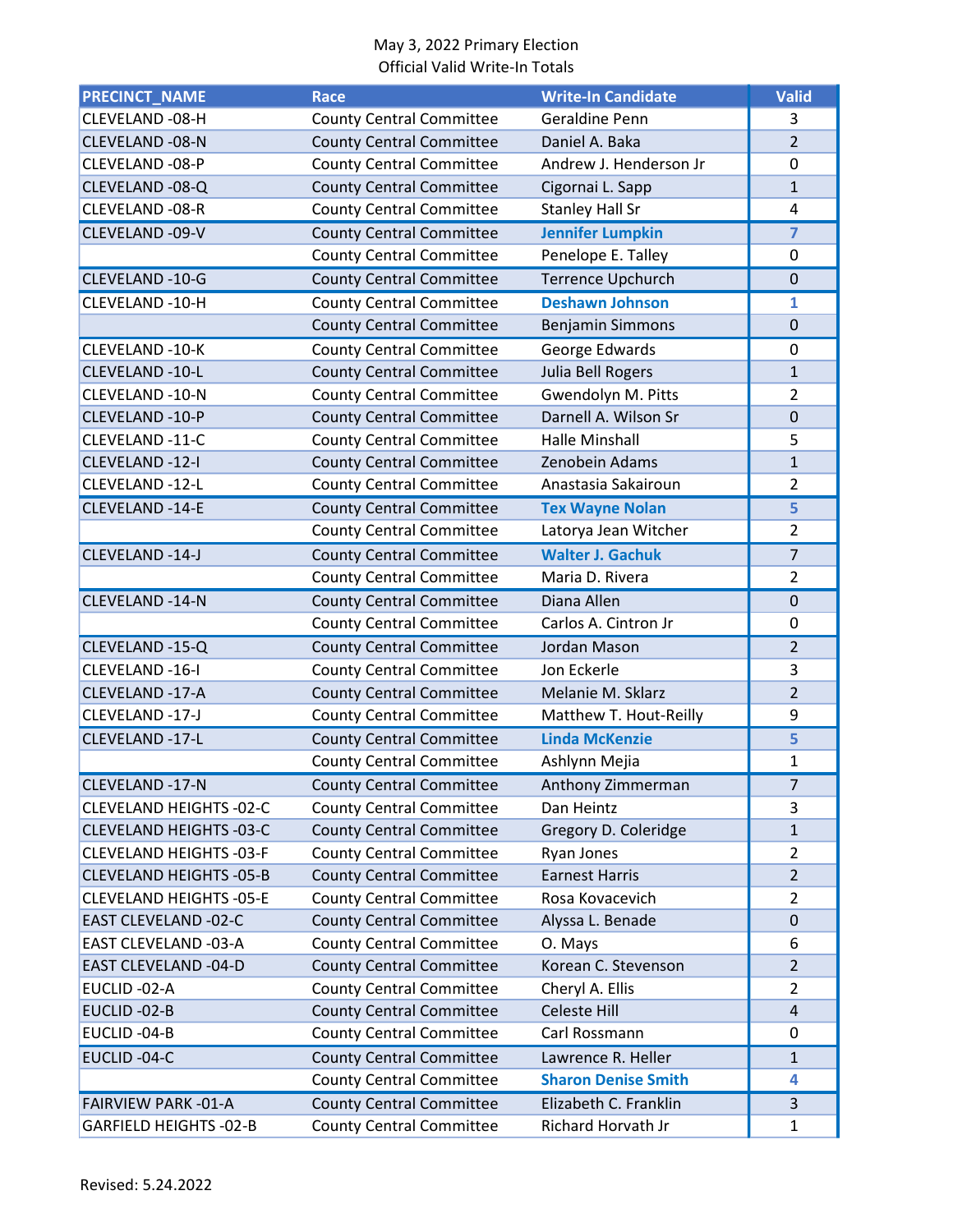May 3, 2022 Primary Election
Official Valid Write-In Totals

| PRECINCT_NAME | Race | Write-In Candidate | Valid |
|---|---|---|---|
| CLEVELAND -08-H | County Central Committee | Geraldine Penn | 3 |
| CLEVELAND -08-N | County Central Committee | Daniel A. Baka | 2 |
| CLEVELAND -08-P | County Central Committee | Andrew J. Henderson Jr | 0 |
| CLEVELAND -08-Q | County Central Committee | Cigornai L. Sapp | 1 |
| CLEVELAND -08-R | County Central Committee | Stanley Hall Sr | 4 |
| CLEVELAND -09-V | County Central Committee | **Jennifer Lumpkin** | **7** |
| | County Central Committee | Penelope E. Talley | 0 |
| CLEVELAND -10-G | County Central Committee | Terrence Upchurch | 0 |
| CLEVELAND -10-H | County Central Committee | **Deshawn Johnson** | **1** |
| | County Central Committee | Benjamin Simmons | 0 |
| CLEVELAND -10-K | County Central Committee | George Edwards | 0 |
| CLEVELAND -10-L | County Central Committee | Julia Bell Rogers | 1 |
| CLEVELAND -10-N | County Central Committee | Gwendolyn M. Pitts | 2 |
| CLEVELAND -10-P | County Central Committee | Darnell A. Wilson Sr | 0 |
| CLEVELAND -11-C | County Central Committee | Halle Minshall | 5 |
| CLEVELAND -12-I | County Central Committee | Zenobein Adams | 1 |
| CLEVELAND -12-L | County Central Committee | Anastasia Sakairoun | 2 |
| CLEVELAND -14-E | County Central Committee | **Tex Wayne Nolan** | **5** |
| | County Central Committee | Latorya Jean Witcher | 2 |
| CLEVELAND -14-J | County Central Committee | **Walter J. Gachuk** | 7 |
| | County Central Committee | Maria D. Rivera | 2 |
| CLEVELAND -14-N | County Central Committee | Diana Allen | 0 |
| | County Central Committee | Carlos A. Cintron Jr | 0 |
| CLEVELAND -15-Q | County Central Committee | Jordan Mason | 2 |
| CLEVELAND -16-I | County Central Committee | Jon Eckerle | 3 |
| CLEVELAND -17-A | County Central Committee | Melanie M. Sklarz | 2 |
| CLEVELAND -17-J | County Central Committee | Matthew T. Hout-Reilly | 9 |
| CLEVELAND -17-L | County Central Committee | **Linda McKenzie** | **5** |
| | County Central Committee | Ashlynn Mejia | 1 |
| CLEVELAND -17-N | County Central Committee | Anthony Zimmerman | 7 |
| CLEVELAND HEIGHTS -02-C | County Central Committee | Dan Heintz | 3 |
| CLEVELAND HEIGHTS -03-C | County Central Committee | Gregory D. Coleridge | 1 |
| CLEVELAND HEIGHTS -03-F | County Central Committee | Ryan Jones | 2 |
| CLEVELAND HEIGHTS -05-B | County Central Committee | Earnest Harris | 2 |
| CLEVELAND HEIGHTS -05-E | County Central Committee | Rosa Kovacevich | 2 |
| EAST CLEVELAND -02-C | County Central Committee | Alyssa L. Benade | 0 |
| EAST CLEVELAND -03-A | County Central Committee | O. Mays | 6 |
| EAST CLEVELAND -04-D | County Central Committee | Korean C. Stevenson | 2 |
| EUCLID -02-A | County Central Committee | Cheryl A. Ellis | 2 |
| EUCLID -02-B | County Central Committee | Celeste Hill | 4 |
| EUCLID -04-B | County Central Committee | Carl Rossmann | 0 |
| EUCLID -04-C | County Central Committee | Lawrence R. Heller | 1 |
| | County Central Committee | **Sharon Denise Smith** | **4** |
| FAIRVIEW PARK -01-A | County Central Committee | Elizabeth C. Franklin | 3 |
| GARFIELD HEIGHTS -02-B | County Central Committee | Richard Horvath Jr | 1 |

Revised: 5.24.2022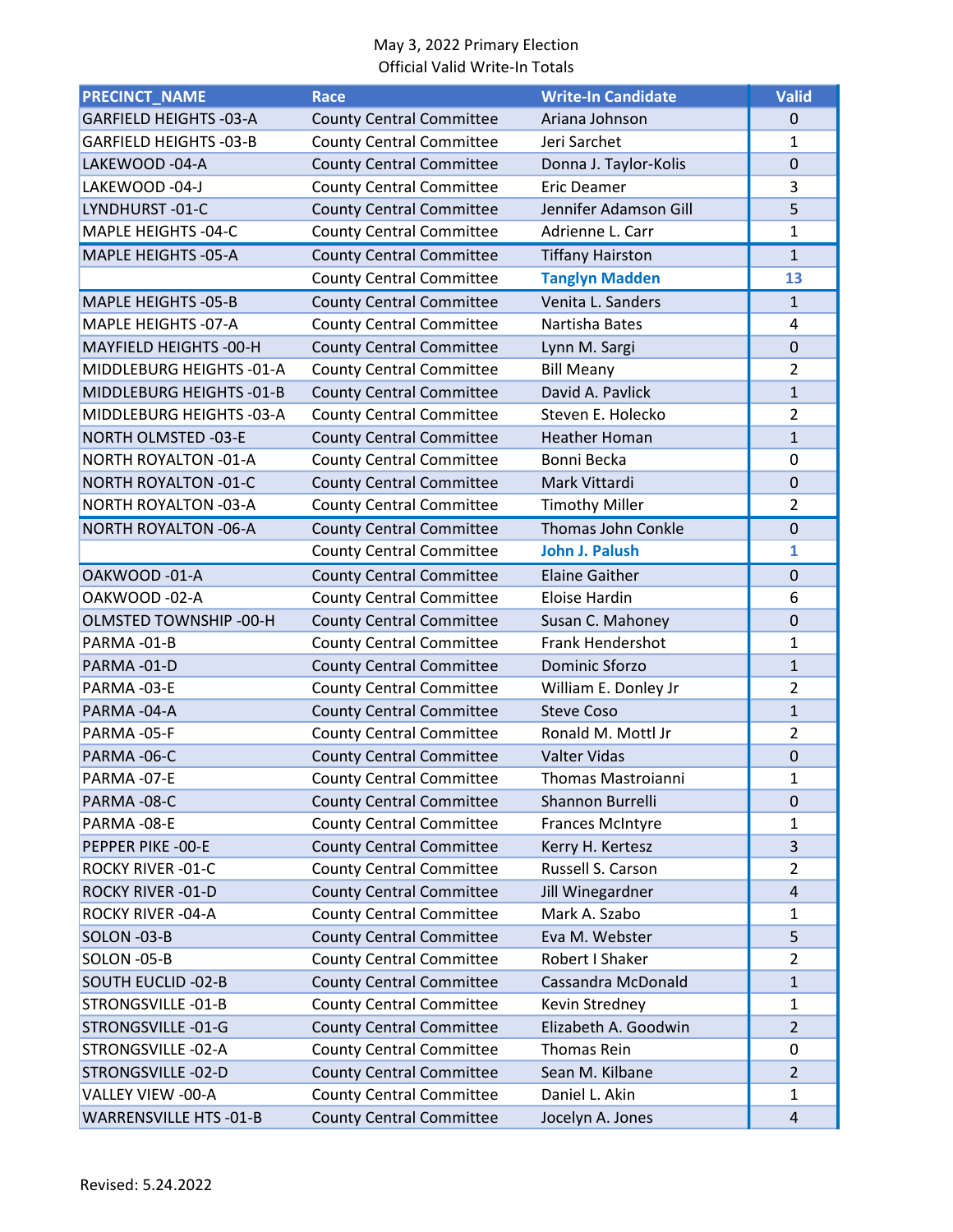May 3, 2022 Primary Election
Official Valid Write-In Totals

| PRECINCT_NAME | Race | Write-In Candidate | Valid |
|---|---|---|---|
| GARFIELD HEIGHTS -03-A | County Central Committee | Ariana Johnson | 0 |
| GARFIELD HEIGHTS -03-B | County Central Committee | Jeri Sarchet | 1 |
| LAKEWOOD -04-A | County Central Committee | Donna J. Taylor-Kolis | 0 |
| LAKEWOOD -04-J | County Central Committee | Eric Deamer | 3 |
| LYNDHURST -01-C | County Central Committee | Jennifer Adamson Gill | 5 |
| MAPLE HEIGHTS -04-C | County Central Committee | Adrienne L. Carr | 1 |
| MAPLE HEIGHTS -05-A | County Central Committee | Tiffany Hairston | 1 |
| | County Central Committee | **Tanglyn Madden** | **13** |
| MAPLE HEIGHTS -05-B | County Central Committee | Venita L. Sanders | 1 |
| MAPLE HEIGHTS -07-A | County Central Committee | Nartisha Bates | 4 |
| MAYFIELD HEIGHTS -00-H | County Central Committee | Lynn M. Sargi | 0 |
| MIDDLEBURG HEIGHTS -01-A | County Central Committee | Bill Meany | 2 |
| MIDDLEBURG HEIGHTS -01-B | County Central Committee | David A. Pavlick | 1 |
| MIDDLEBURG HEIGHTS -03-A | County Central Committee | Steven E. Holecko | 2 |
| NORTH OLMSTED -03-E | County Central Committee | Heather Homan | 1 |
| NORTH ROYALTON -01-A | County Central Committee | Bonni Becka | 0 |
| NORTH ROYALTON -01-C | County Central Committee | Mark Vittardi | 0 |
| NORTH ROYALTON -03-A | County Central Committee | Timothy Miller | 2 |
| NORTH ROYALTON -06-A | County Central Committee | Thomas John Conkle | 0 |
| | County Central Committee | **John J. Palush** | **1** |
| OAKWOOD -01-A | County Central Committee | Elaine Gaither | 0 |
| OAKWOOD -02-A | County Central Committee | Eloise Hardin | 6 |
| OLMSTED TOWNSHIP -00-H | County Central Committee | Susan C. Mahoney | 0 |
| PARMA -01-B | County Central Committee | Frank Hendershot | 1 |
| PARMA -01-D | County Central Committee | Dominic Sforzo | 1 |
| PARMA -03-E | County Central Committee | William E. Donley Jr | 2 |
| PARMA -04-A | County Central Committee | Steve Coso | 1 |
| PARMA -05-F | County Central Committee | Ronald M. Mottl Jr | 2 |
| PARMA -06-C | County Central Committee | Valter Vidas | 0 |
| PARMA -07-E | County Central Committee | Thomas Mastroianni | 1 |
| PARMA -08-C | County Central Committee | Shannon Burrelli | 0 |
| PARMA -08-E | County Central Committee | Frances McIntyre | 1 |
| PEPPER PIKE -00-E | County Central Committee | Kerry H. Kertesz | 3 |
| ROCKY RIVER -01-C | County Central Committee | Russell S. Carson | 2 |
| ROCKY RIVER -01-D | County Central Committee | Jill Winegardner | 4 |
| ROCKY RIVER -04-A | County Central Committee | Mark A. Szabo | 1 |
| SOLON -03-B | County Central Committee | Eva M. Webster | 5 |
| SOLON -05-B | County Central Committee | Robert I Shaker | 2 |
| SOUTH EUCLID -02-B | County Central Committee | Cassandra McDonald | 1 |
| STRONGSVILLE -01-B | County Central Committee | Kevin Stredney | 1 |
| STRONGSVILLE -01-G | County Central Committee | Elizabeth A. Goodwin | 2 |
| STRONGSVILLE -02-A | County Central Committee | Thomas Rein | 0 |
| STRONGSVILLE -02-D | County Central Committee | Sean M. Kilbane | 2 |
| VALLEY VIEW -00-A | County Central Committee | Daniel L. Akin | 1 |
| WARRENSVILLE HTS -01-B | County Central Committee | Jocelyn A. Jones | 4 |

Revised: 5.24.2022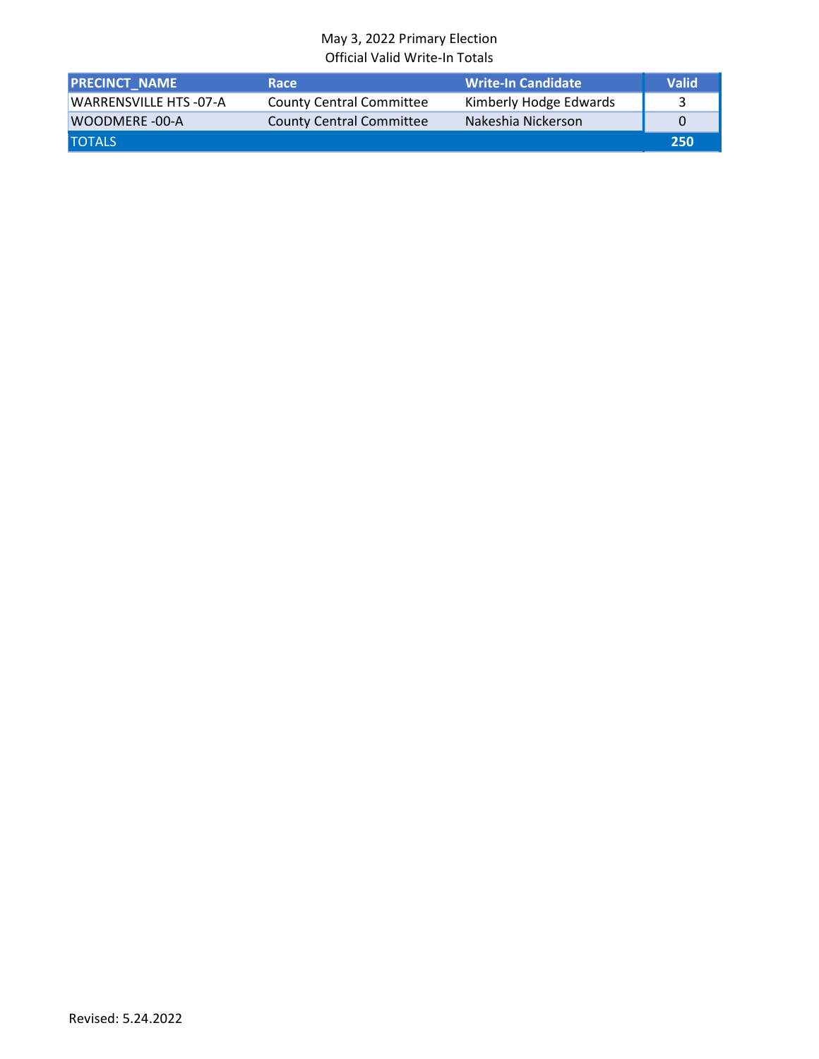May 3, 2022 Primary Election
Official Valid Write-In Totals

| PRECINCT_NAME | Race | Write-In Candidate | Valid |
|---|---|---|---|
| WARRENSVILLE HTS -07-A | County Central Committee | Kimberly Hodge Edwards | 3 |
| WOODMERE -00-A | County Central Committee | Nakeshia Nickerson | 0 |
| TOTALS | | | 250 |

Revised: 5.24.2022